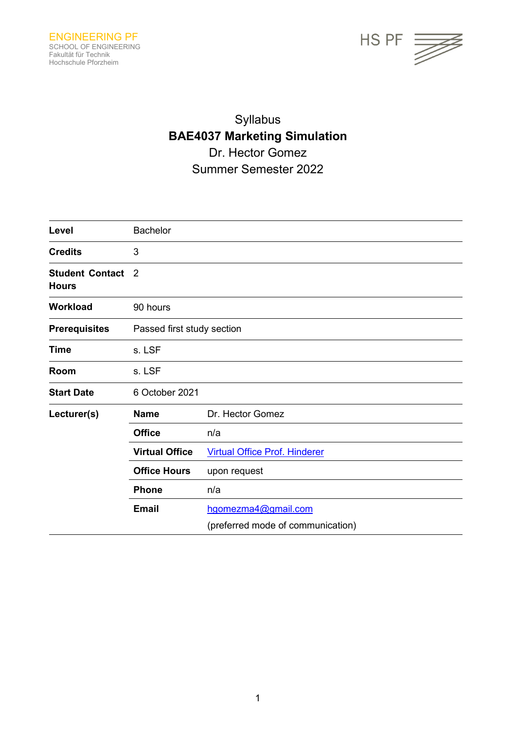ENGINEERING PF
SCHOOL OF ENGINEERING
Fakultät für Technik
Hochschule Pforzheim

HS PF

# Syllabus

## BAE4037 Marketing Simulation

Dr. Hector Gomez

Summer Semester 2022

| | | |
|---|---|---|
| **Level** | Bachelor | |
| **Credits** | 3 | |
| **Student Contact Hours** | 2 | |
| **Workload** | 90 hours | |
| **Prerequisites** | Passed first study section | |
| **Time** | s. LSF | |
| **Room** | s. LSF | |
| **Start Date** | 6 October 2021 | |
| **Lecturer(s)** | **Name** | Dr. Hector Gomez |
| | **Office** | n/a |
| | **Virtual Office** | [Virtual Office Prof. Hinderer] |
| | **Office Hours** | upon request |
| | **Phone** | n/a |
| | **Email** | hgomezma4@gmail.com (preferred mode of communication) |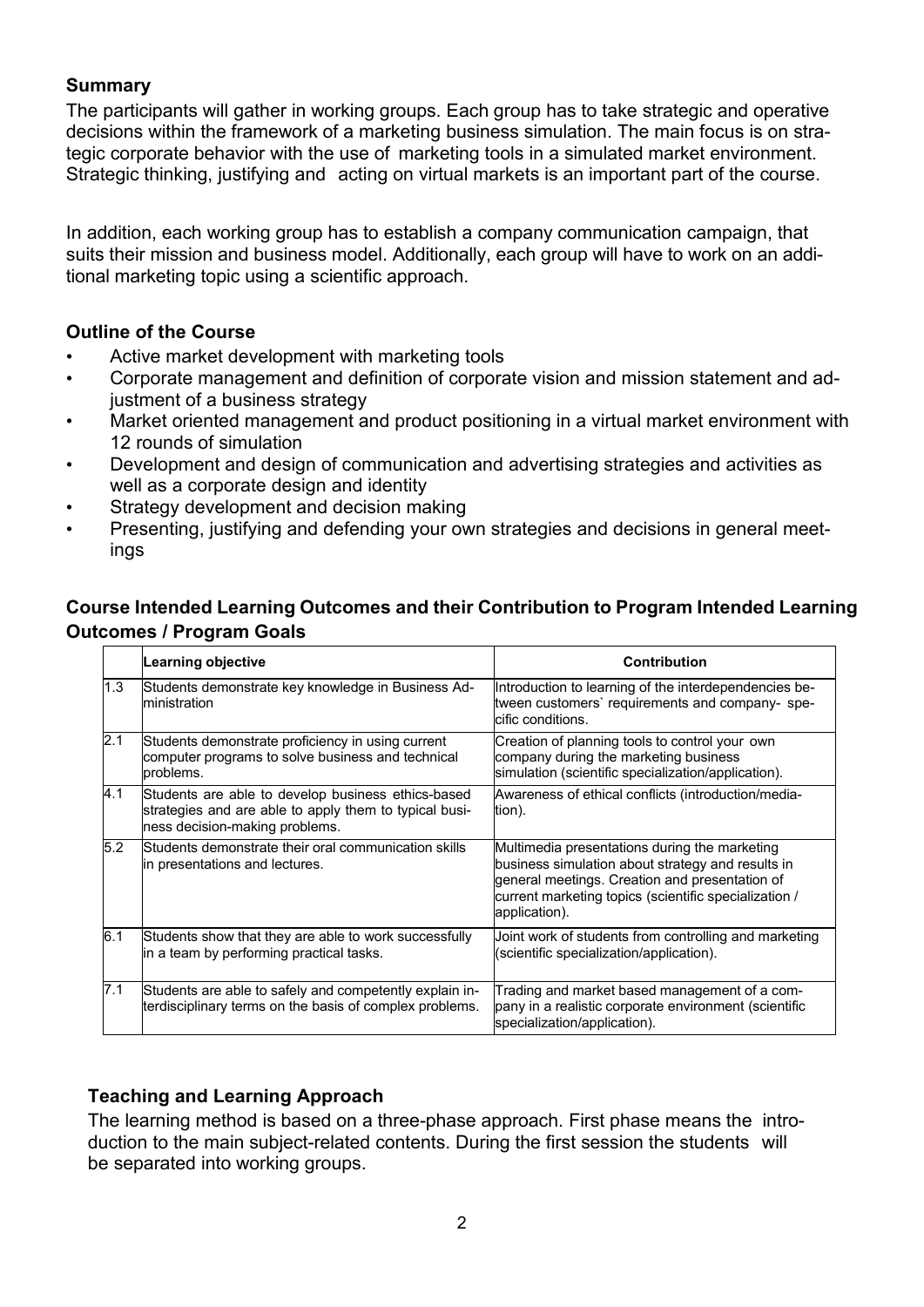### Summary

The participants will gather in working groups. Each group has to take strategic and operative decisions within the framework of a marketing business simulation. The main focus is on strategic corporate behavior with the use of marketing tools in a simulated market environment. Strategic thinking, justifying and acting on virtual markets is an important part of the course.

In addition, each working group has to establish a company communication campaign, that suits their mission and business model. Additionally, each group will have to work on an additional marketing topic using a scientific approach.

### Outline of the Course

- Active market development with marketing tools
- Corporate management and definition of corporate vision and mission statement and adjustment of a business strategy
- Market oriented management and product positioning in a virtual market environment with 12 rounds of simulation
- Development and design of communication and advertising strategies and activities as well as a corporate design and identity
- Strategy development and decision making
- Presenting, justifying and defending your own strategies and decisions in general meetings

### Course Intended Learning Outcomes and their Contribution to Program Intended Learning Outcomes / Program Goals

| | Learning objective | Contribution |
|---|---|---|
| 1.3 | Students demonstrate key knowledge in Business Administration | Introduction to learning of the interdependencies between customers` requirements and company- specific conditions. |
| 2.1 | Students demonstrate proficiency in using current computer programs to solve business and technical problems. | Creation of planning tools to control your own company during the marketing business simulation (scientific specialization/application). |
| 4.1 | Students are able to develop business ethics-based strategies and are able to apply them to typical business decision-making problems. | Awareness of ethical conflicts (introduction/mediation). |
| 5.2 | Students demonstrate their oral communication skills in presentations and lectures. | Multimedia presentations during the marketing business simulation about strategy and results in general meetings. Creation and presentation of current marketing topics (scientific specialization / application). |
| 6.1 | Students show that they are able to work successfully in a team by performing practical tasks. | Joint work of students from controlling and marketing (scientific specialization/application). |
| 7.1 | Students are able to safely and competently explain interdisciplinary terms on the basis of complex problems. | Trading and market based management of a company in a realistic corporate environment (scientific specialization/application). |

### Teaching and Learning Approach

The learning method is based on a three-phase approach. First phase means the introduction to the main subject-related contents. During the first session the students will be separated into working groups.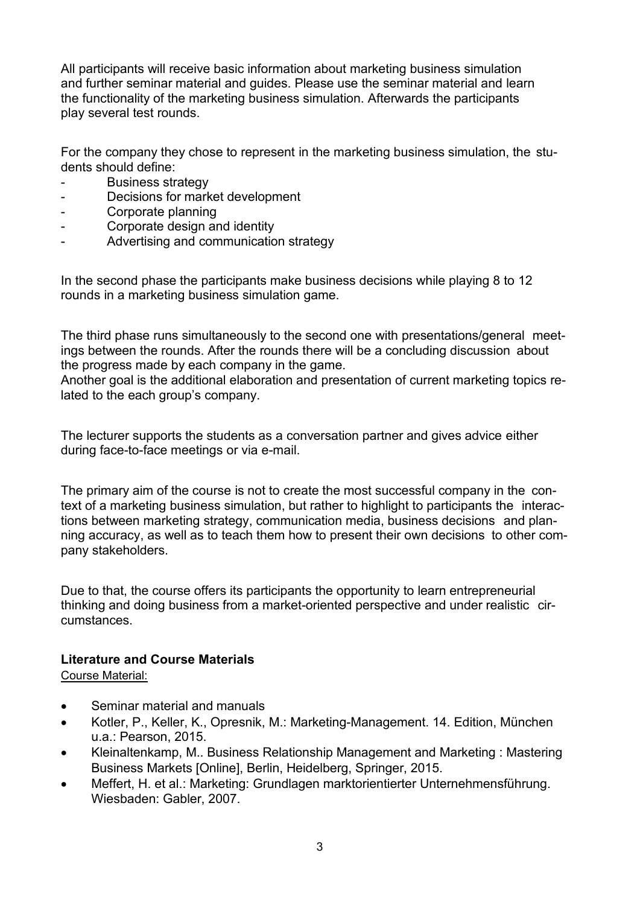All participants will receive basic information about marketing business simulation and further seminar material and guides. Please use the seminar material and learn the functionality of the marketing business simulation. Afterwards the participants play several test rounds.

For the company they chose to represent in the marketing business simulation, the students should define:

- Business strategy
- Decisions for market development
- Corporate planning
- Corporate design and identity
- Advertising and communication strategy

In the second phase the participants make business decisions while playing 8 to 12 rounds in a marketing business simulation game.

The third phase runs simultaneously to the second one with presentations/general meetings between the rounds. After the rounds there will be a concluding discussion about the progress made by each company in the game.
Another goal is the additional elaboration and presentation of current marketing topics related to the each group's company.

The lecturer supports the students as a conversation partner and gives advice either during face-to-face meetings or via e-mail.

The primary aim of the course is not to create the most successful company in the context of a marketing business simulation, but rather to highlight to participants the interactions between marketing strategy, communication media, business decisions and planning accuracy, as well as to teach them how to present their own decisions to other company stakeholders.

Due to that, the course offers its participants the opportunity to learn entrepreneurial thinking and doing business from a market-oriented perspective and under realistic circumstances.

**Literature and Course Materials**

Course Material:

- Seminar material and manuals
- Kotler, P., Keller, K., Opresnik, M.: Marketing-Management. 14. Edition, München u.a.: Pearson, 2015.
- Kleinaltenkamp, M.. Business Relationship Management and Marketing : Mastering Business Markets [Online], Berlin, Heidelberg, Springer, 2015.
- Meffert, H. et al.: Marketing: Grundlagen marktorientierter Unternehmensführung. Wiesbaden: Gabler, 2007.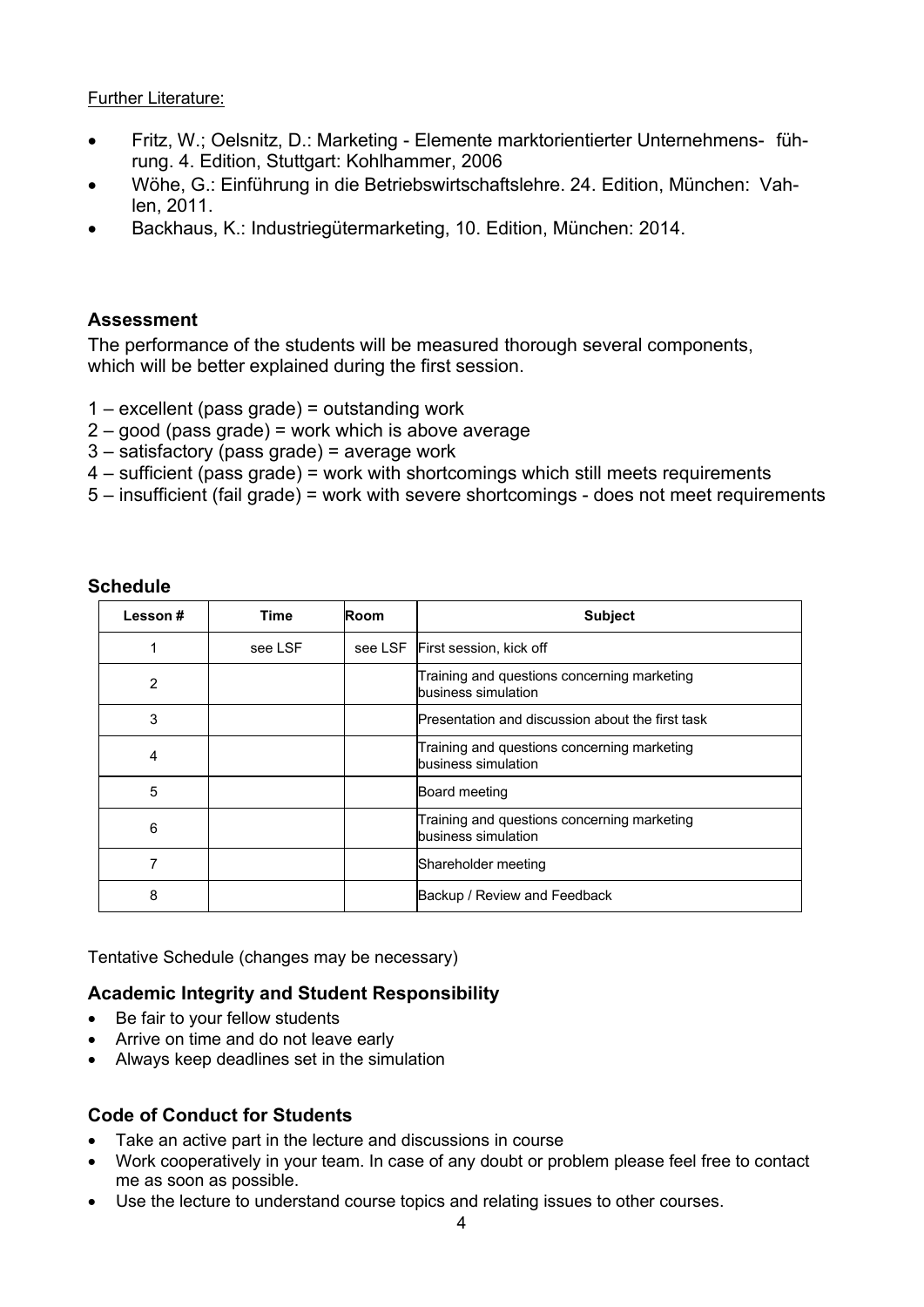Further Literature:

- Fritz, W.; Oelsnitz, D.: Marketing - Elemente marktorientierter Unternehmens- führung. 4. Edition, Stuttgart: Kohlhammer, 2006
- Wöhe, G.: Einführung in die Betriebswirtschaftslehre. 24. Edition, München: Vahlen, 2011.
- Backhaus, K.: Industriegütermarketing, 10. Edition, München: 2014.

### Assessment

The performance of the students will be measured thorough several components, which will be better explained during the first session.

1 – excellent (pass grade) = outstanding work
2 – good (pass grade) = work which is above average
3 – satisfactory (pass grade) = average work
4 – sufficient (pass grade) = work with shortcomings which still meets requirements
5 – insufficient (fail grade) = work with severe shortcomings - does not meet requirements

### Schedule

| Lesson # | Time | Room | Subject |
|---|---|---|---|
| 1 | see LSF | see LSF | First session, kick off |
| 2 | | | Training and questions concerning marketing business simulation |
| 3 | | | Presentation and discussion about the first task |
| 4 | | | Training and questions concerning marketing business simulation |
| 5 | | | Board meeting |
| 6 | | | Training and questions concerning marketing business simulation |
| 7 | | | Shareholder meeting |
| 8 | | | Backup / Review and Feedback |

Tentative Schedule (changes may be necessary)

### Academic Integrity and Student Responsibility

- Be fair to your fellow students
- Arrive on time and do not leave early
- Always keep deadlines set in the simulation

### Code of Conduct for Students

- Take an active part in the lecture and discussions in course
- Work cooperatively in your team. In case of any doubt or problem please feel free to contact me as soon as possible.
- Use the lecture to understand course topics and relating issues to other courses.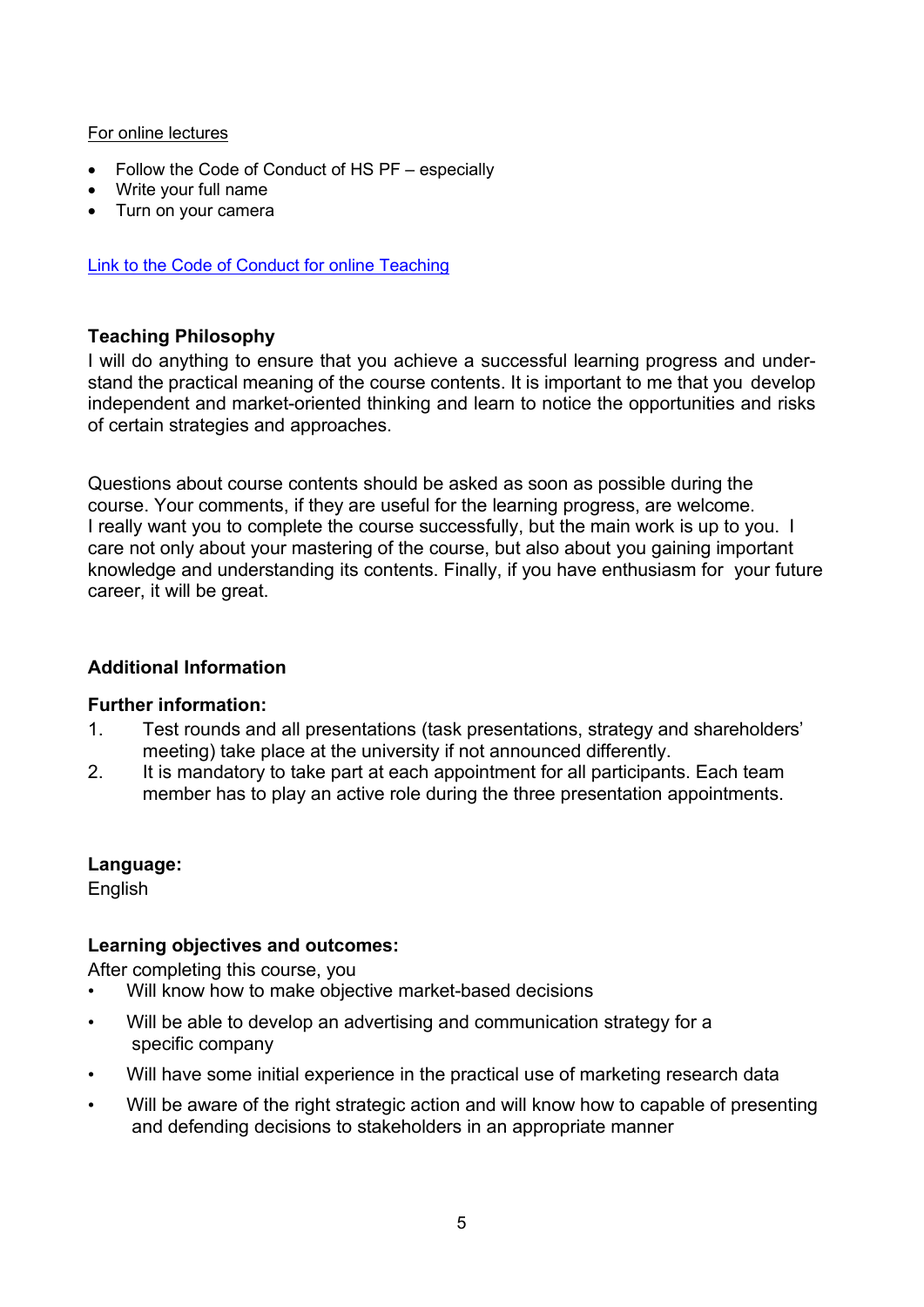For online lectures

- Follow the Code of Conduct of HS PF – especially
- Write your full name
- Turn on your camera

[Link to the Code of Conduct for online Teaching]

**Teaching Philosophy**

I will do anything to ensure that you achieve a successful learning progress and understand the practical meaning of the course contents. It is important to me that you develop independent and market-oriented thinking and learn to notice the opportunities and risks of certain strategies and approaches.

Questions about course contents should be asked as soon as possible during the course. Your comments, if they are useful for the learning progress, are welcome. I really want you to complete the course successfully, but the main work is up to you. I care not only about your mastering of the course, but also about you gaining important knowledge and understanding its contents. Finally, if you have enthusiasm for your future career, it will be great.

**Additional Information**

**Further information:**

1. Test rounds and all presentations (task presentations, strategy and shareholders' meeting) take place at the university if not announced differently.
2. It is mandatory to take part at each appointment for all participants. Each team member has to play an active role during the three presentation appointments.

**Language:**

English

**Learning objectives and outcomes:**

After completing this course, you

- Will know how to make objective market-based decisions
- Will be able to develop an advertising and communication strategy for a specific company
- Will have some initial experience in the practical use of marketing research data
- Will be aware of the right strategic action and will know how to capable of presenting and defending decisions to stakeholders in an appropriate manner